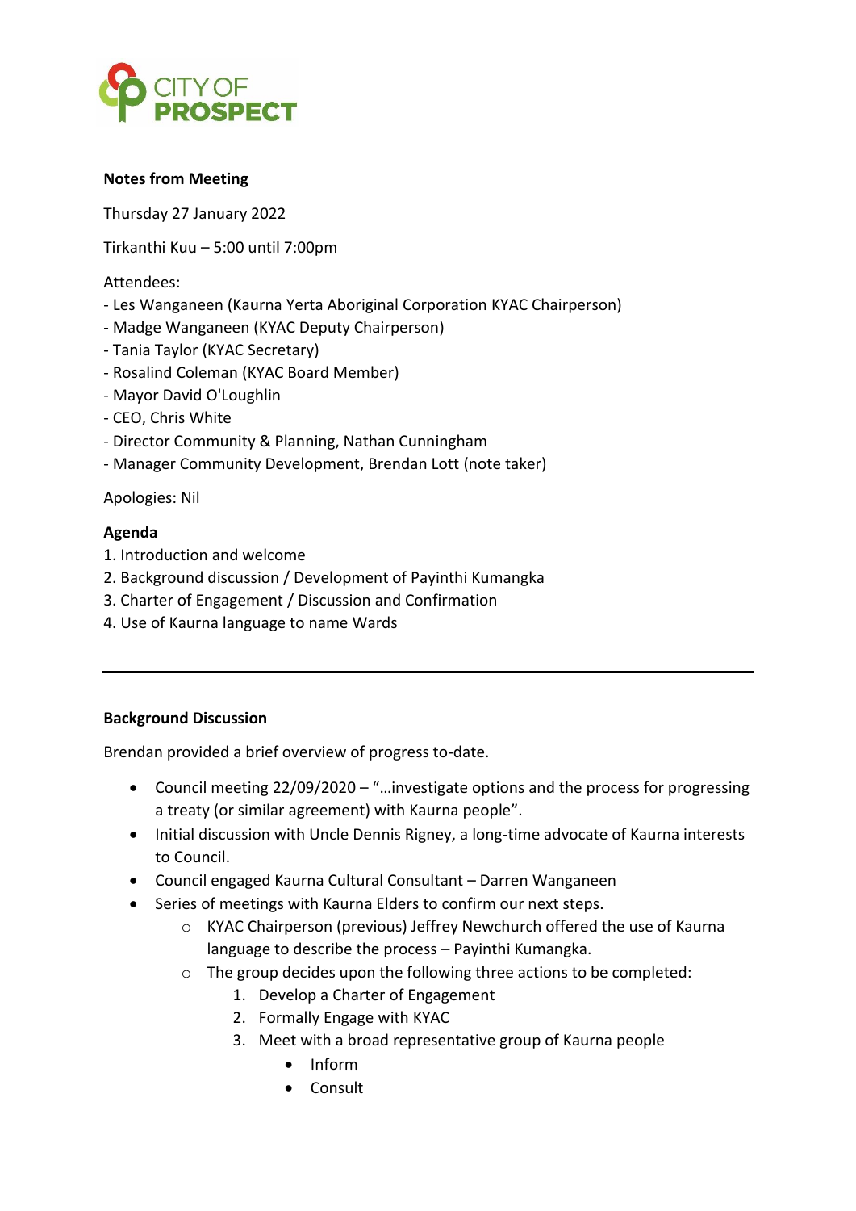CITY OF PROSPECT

**Notes from Meeting**

Thursday 27 January 2022

Tirkanthi Kuu – 5:00 until 7:00pm

Attendees:
- Les Wanganeen (Kaurna Yerta Aboriginal Corporation KYAC Chairperson)
- Madge Wanganeen (KYAC Deputy Chairperson)
- Tania Taylor (KYAC Secretary)
- Rosalind Coleman (KYAC Board Member)
- Mayor David O'Loughlin
- CEO, Chris White
- Director Community & Planning, Nathan Cunningham
- Manager Community Development, Brendan Lott (note taker)

Apologies: Nil

**Agenda**
1. Introduction and welcome
2. Background discussion / Development of Payinthi Kumangka
3. Charter of Engagement / Discussion and Confirmation
4. Use of Kaurna language to name Wards

---

**Background Discussion**

Brendan provided a brief overview of progress to-date.

- Council meeting 22/09/2020 – "…investigate options and the process for progressing a treaty (or similar agreement) with Kaurna people".
- Initial discussion with Uncle Dennis Rigney, a long-time advocate of Kaurna interests to Council.
- Council engaged Kaurna Cultural Consultant – Darren Wanganeen
- Series of meetings with Kaurna Elders to confirm our next steps.
    - KYAC Chairperson (previous) Jeffrey Newchurch offered the use of Kaurna language to describe the process – Payinthi Kumangka.
    - The group decides upon the following three actions to be completed:
        1. Develop a Charter of Engagement
        2. Formally Engage with KYAC
        3. Meet with a broad representative group of Kaurna people
            - Inform
            - Consult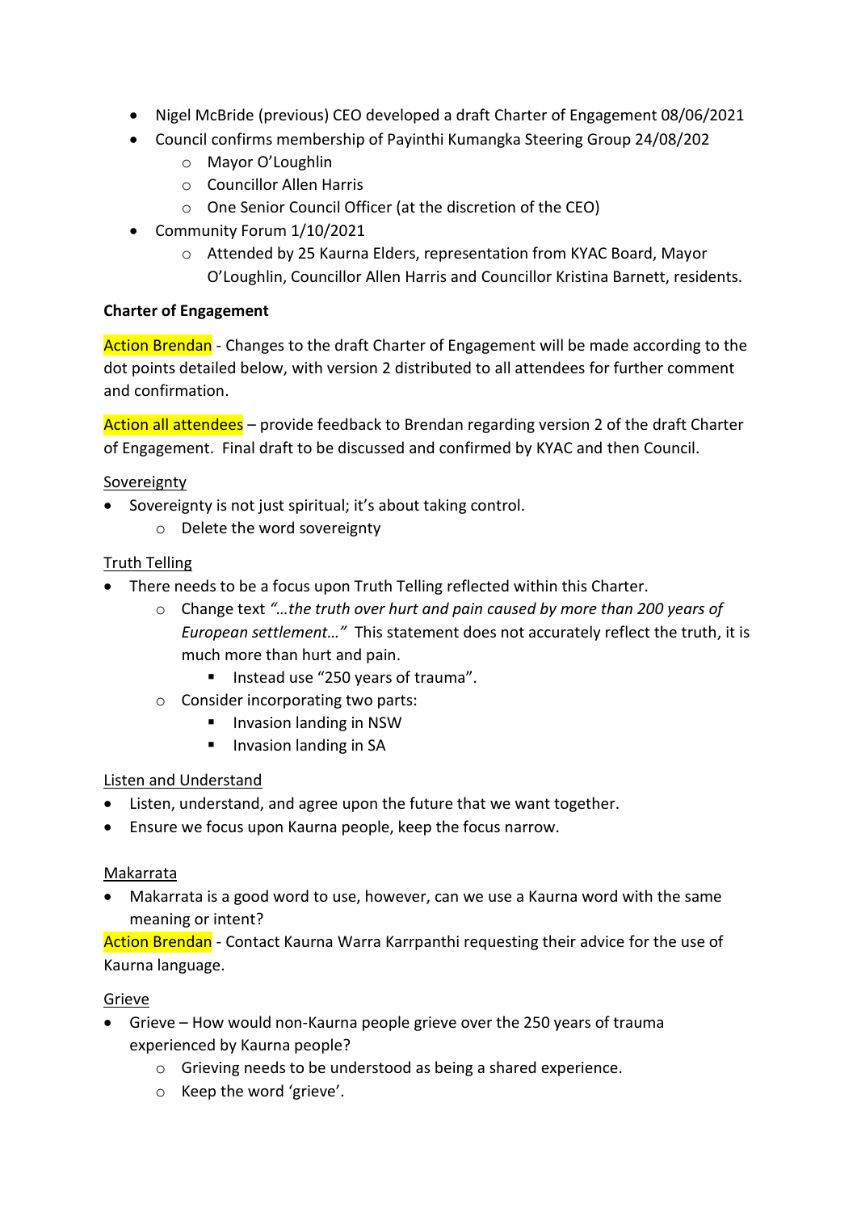- Nigel McBride (previous) CEO developed a draft Charter of Engagement 08/06/2021
- Council confirms membership of Payinthi Kumangka Steering Group 24/08/202
  - Mayor O'Loughlin
  - Councillor Allen Harris
  - One Senior Council Officer (at the discretion of the CEO)
- Community Forum 1/10/2021
  - Attended by 25 Kaurna Elders, representation from KYAC Board, Mayor O'Loughlin, Councillor Allen Harris and Councillor Kristina Barnett, residents.

**Charter of Engagement**

Action Brendan - Changes to the draft Charter of Engagement will be made according to the dot points detailed below, with version 2 distributed to all attendees for further comment and confirmation.

Action all attendees – provide feedback to Brendan regarding version 2 of the draft Charter of Engagement. Final draft to be discussed and confirmed by KYAC and then Council.

<u>Sovereignty</u>

- Sovereignty is not just spiritual; it's about taking control.
  - Delete the word sovereignty

<u>Truth Telling</u>

- There needs to be a focus upon Truth Telling reflected within this Charter.
  - Change text *"…the truth over hurt and pain caused by more than 200 years of European settlement…"* This statement does not accurately reflect the truth, it is much more than hurt and pain.
    - Instead use "250 years of trauma".
  - Consider incorporating two parts:
    - Invasion landing in NSW
    - Invasion landing in SA

<u>Listen and Understand</u>

- Listen, understand, and agree upon the future that we want together.
- Ensure we focus upon Kaurna people, keep the focus narrow.

<u>Makarrata</u>

- Makarrata is a good word to use, however, can we use a Kaurna word with the same meaning or intent?

Action Brendan - Contact Kaurna Warra Karrpanthi requesting their advice for the use of Kaurna language.

<u>Grieve</u>

- Grieve – How would non-Kaurna people grieve over the 250 years of trauma experienced by Kaurna people?
  - Grieving needs to be understood as being a shared experience.
  - Keep the word 'grieve'.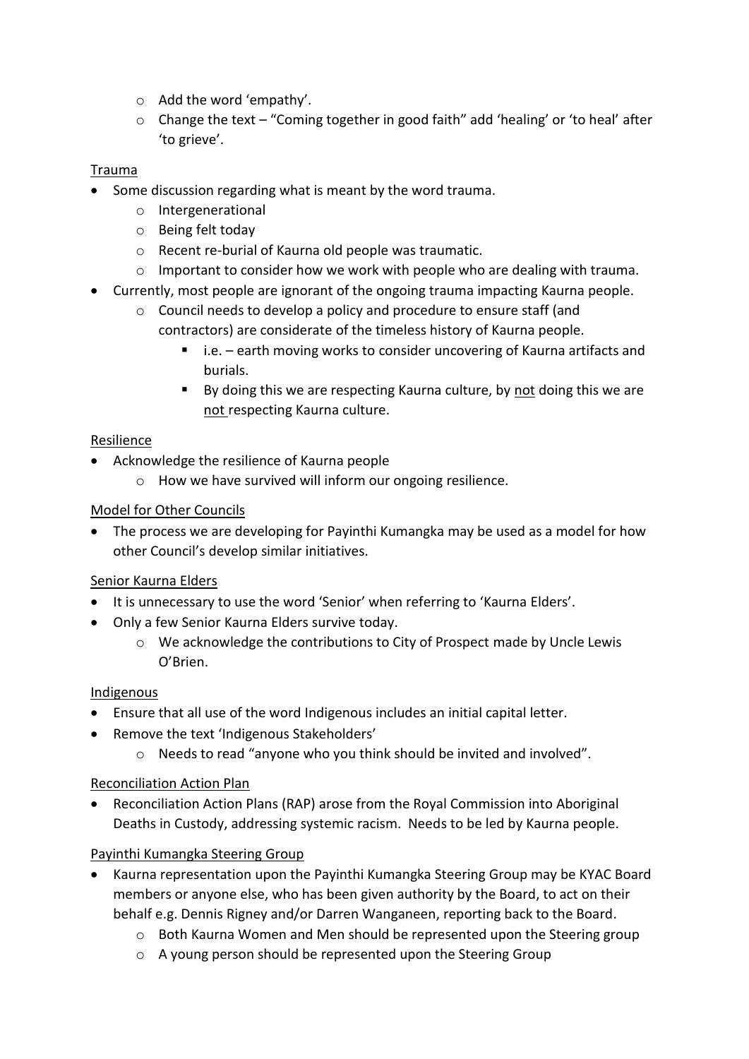- Add the word 'empathy'.
    - Change the text – "Coming together in good faith" add 'healing' or 'to heal' after 'to grieve'.

<u>Trauma</u>

- Some discussion regarding what is meant by the word trauma.
    - Intergenerational
    - Being felt today
    - Recent re-burial of Kaurna old people was traumatic.
    - Important to consider how we work with people who are dealing with trauma.
- Currently, most people are ignorant of the ongoing trauma impacting Kaurna people.
    - Council needs to develop a policy and procedure to ensure staff (and contractors) are considerate of the timeless history of Kaurna people.
        - i.e. – earth moving works to consider uncovering of Kaurna artifacts and burials.
        - By doing this we are respecting Kaurna culture, by <u>not</u> doing this we are <u>not</u> respecting Kaurna culture.

<u>Resilience</u>

- Acknowledge the resilience of Kaurna people
    - How we have survived will inform our ongoing resilience.

<u>Model for Other Councils</u>

- The process we are developing for Payinthi Kumangka may be used as a model for how other Council's develop similar initiatives.

<u>Senior Kaurna Elders</u>

- It is unnecessary to use the word 'Senior' when referring to 'Kaurna Elders'.
- Only a few Senior Kaurna Elders survive today.
    - We acknowledge the contributions to City of Prospect made by Uncle Lewis O'Brien.

<u>Indigenous</u>

- Ensure that all use of the word Indigenous includes an initial capital letter.
- Remove the text 'Indigenous Stakeholders'
    - Needs to read "anyone who you think should be invited and involved".

<u>Reconciliation Action Plan</u>

- Reconciliation Action Plans (RAP) arose from the Royal Commission into Aboriginal Deaths in Custody, addressing systemic racism. Needs to be led by Kaurna people.

<u>Payinthi Kumangka Steering Group</u>

- Kaurna representation upon the Payinthi Kumangka Steering Group may be KYAC Board members or anyone else, who has been given authority by the Board, to act on their behalf e.g. Dennis Rigney and/or Darren Wanganeen, reporting back to the Board.
    - Both Kaurna Women and Men should be represented upon the Steering group
    - A young person should be represented upon the Steering Group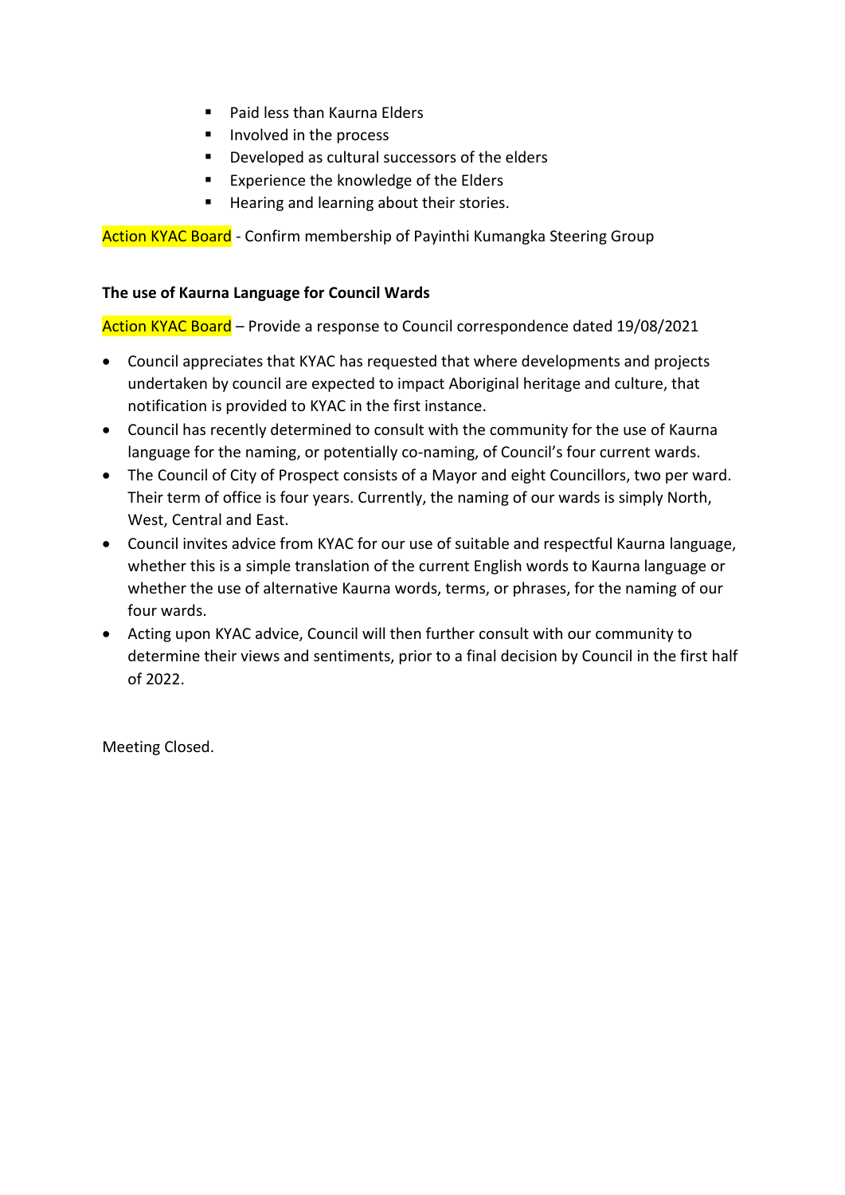- Paid less than Kaurna Elders
  - Involved in the process
  - Developed as cultural successors of the elders
  - Experience the knowledge of the Elders
  - Hearing and learning about their stories.

Action KYAC Board - Confirm membership of Payinthi Kumangka Steering Group

**The use of Kaurna Language for Council Wards**

Action KYAC Board – Provide a response to Council correspondence dated 19/08/2021

- Council appreciates that KYAC has requested that where developments and projects undertaken by council are expected to impact Aboriginal heritage and culture, that notification is provided to KYAC in the first instance.
- Council has recently determined to consult with the community for the use of Kaurna language for the naming, or potentially co-naming, of Council's four current wards.
- The Council of City of Prospect consists of a Mayor and eight Councillors, two per ward. Their term of office is four years. Currently, the naming of our wards is simply North, West, Central and East.
- Council invites advice from KYAC for our use of suitable and respectful Kaurna language, whether this is a simple translation of the current English words to Kaurna language or whether the use of alternative Kaurna words, terms, or phrases, for the naming of our four wards.
- Acting upon KYAC advice, Council will then further consult with our community to determine their views and sentiments, prior to a final decision by Council in the first half of 2022.

Meeting Closed.